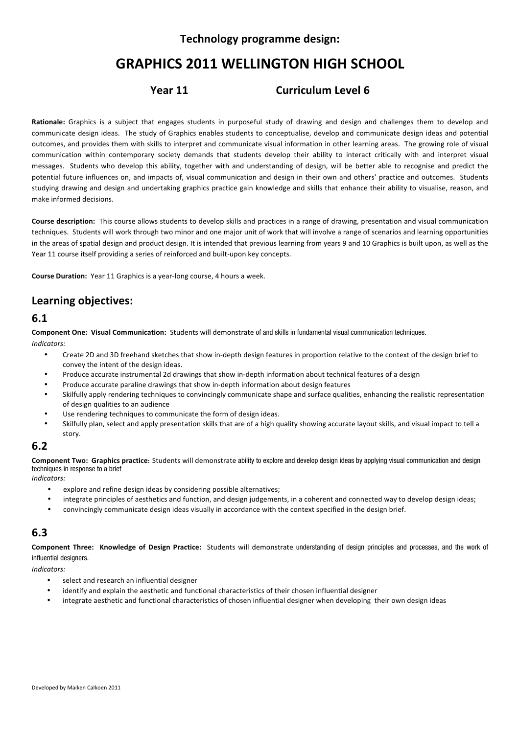## Technology programme design:

# GRAPHICS 2011 WELLINGTON HIGH SCHOOL

### Year 11 Curriculum Level 6

**Rationale:** Graphics is a subject that engages students in purposeful study of drawing and design and challenges them to develop and communicate design ideas. The study of Graphics enables students to conceptualise, develop and communicate design ideas and potential outcomes, and provides them with skills to interpret and communicate visual information in other learning areas. The growing role of visual communication within contemporary society demands that students develop their ability to interact critically with and interpret visual messages. Students who develop this ability, together with and understanding of design, will be better able to recognise and predict the potential future influences on, and impacts of, visual communication and design in their own and others' practice and outcomes. Students studying drawing and design and undertaking graphics practice gain knowledge and skills that enhance their ability to visualise, reason, and make informed decisions.

**Course description:** This course allows students to develop skills and practices in a range of drawing, presentation and visual communication techniques. Students will work through two minor and one major unit of work that will involve a range of scenarios and learning opportunities in the areas of spatial design and product design. It is intended that previous learning from years 9 and 10 Graphics is built upon, as well as the Year 11 course itself providing a series of reinforced and built-upon key concepts.

**Course Duration:** Year 11 Graphics is a year-long course, 4 hours a week.

## Learning objectives:

## 6.1

**Component One: Visual Communication:** Students will demonstrate of and skills in fundamental visual communication techniques.

*Indicators:*

- Create 2D and 3D freehand sketches that show in-depth design features in proportion relative to the context of the design brief to convey the intent of the design ideas.
- Produce accurate instrumental 2d drawings that show in-depth information about technical features of a design
- Produce accurate paraline drawings that show in-depth information about design features
- Skilfully apply rendering techniques to convincingly communicate shape and surface qualities, enhancing the realistic representation of design qualities to an audience
- Use rendering techniques to communicate the form of design ideas.
- Skilfully plan, select and apply presentation skills that are of a high quality showing accurate layout skills, and visual impact to tell a story.

## 6.2

**Component Two: Graphics practice**: Students will demonstrate ability to explore and develop design ideas by applying visual communication and design techniques in response to a brief

*Indicators:*

- explore and refine design ideas by considering possible alternatives;
- integrate principles of aesthetics and function, and design judgements, in a coherent and connected way to develop design ideas;
- convincingly communicate design ideas visually in accordance with the context specified in the design brief.

## 6.3

**Component Three: Knowledge of Design Practice:** Students will demonstrate understanding of design principles and processes, and the work of influential designers.

*Indicators:*

- select and research an influential designer
- identify and explain the aesthetic and functional characteristics of their chosen influential designer
- integrate aesthetic and functional characteristics of chosen influential designer when developing their own design ideas

Developed by Maiken Calkoen 2011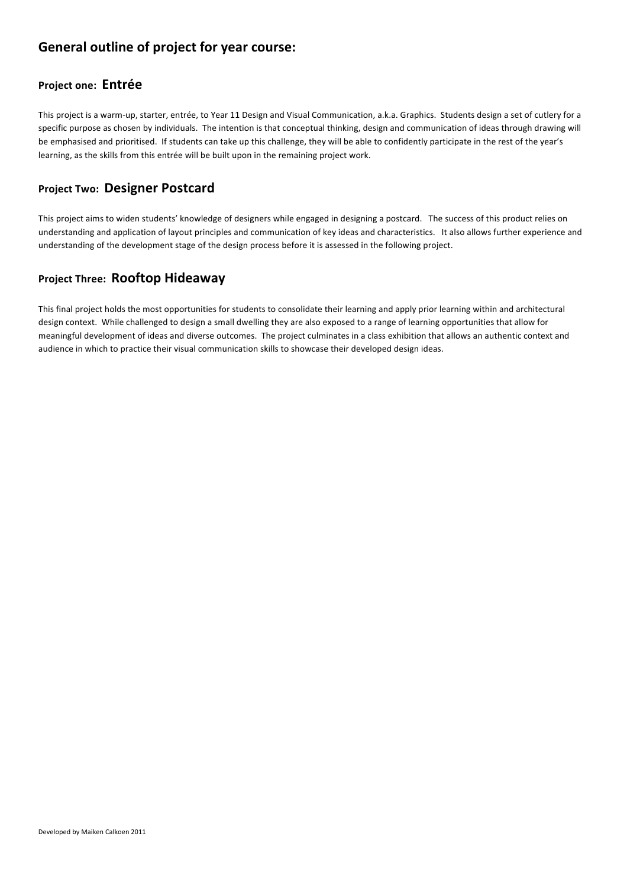## General outline of project for year course:

### Project one: Entrée

This project is a warm-up, starter, entrée, to Year 11 Design and Visual Communication, a.k.a. Graphics. Students design a set of cutlery for a specific purpose as chosen by individuals. The intention is that conceptual thinking, design and communication of ideas through drawing will be emphasised and prioritised. If students can take up this challenge, they will be able to confidently participate in the rest of the year's learning, as the skills from this entrée will be built upon in the remaining project work.

### Project Two: Designer Postcard

This project aims to widen students' knowledge of designers while engaged in designing a postcard. The success of this product relies on understanding and application of layout principles and communication of key ideas and characteristics. It also allows further experience and understanding of the development stage of the design process before it is assessed in the following project.

### Project Three: Rooftop Hideaway

This final project holds the most opportunities for students to consolidate their learning and apply prior learning within and architectural design context. While challenged to design a small dwelling they are also exposed to a range of learning opportunities that allow for meaningful development of ideas and diverse outcomes. The project culminates in a class exhibition that allows an authentic context and audience in which to practice their visual communication skills to showcase their developed design ideas.

Developed by Maiken Calkoen 2011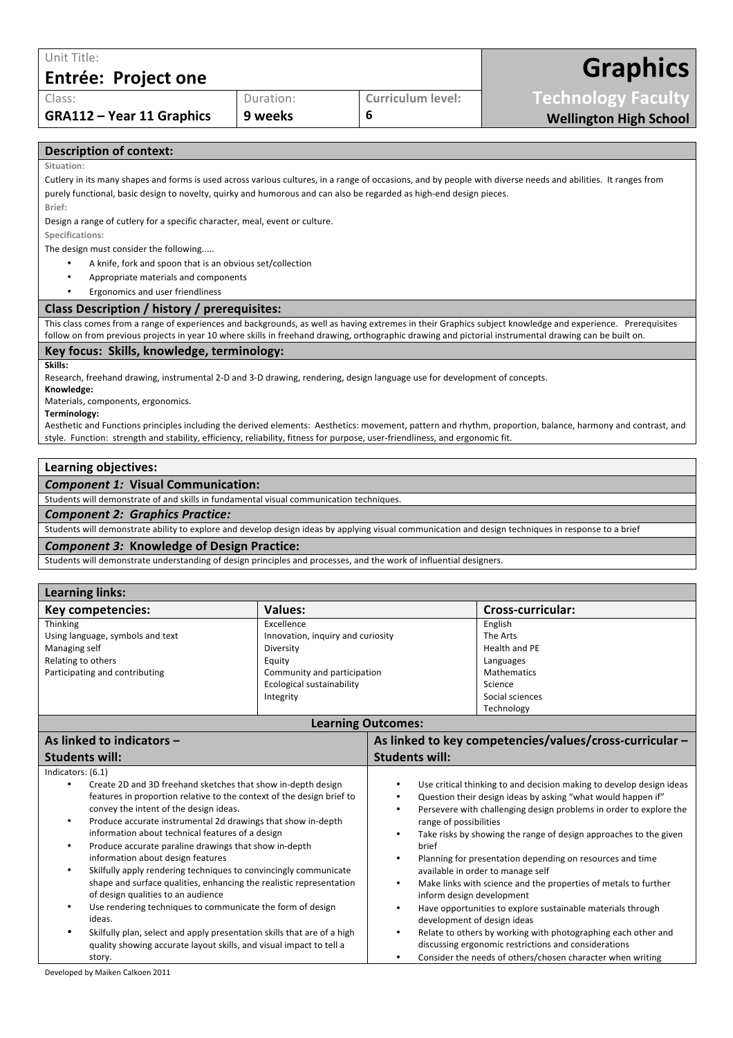| Unit Title: | | | |
|---|---|---|---|
| **Entrée: Project one** | | | **Graphics** |
| Class: | Duration: | **Curriculum level:** | **Technology Faculty** |
| **GRA112 – Year 11 Graphics** | **9 weeks** | **6** | **Wellington High School** |

## Description of context:

**Situation:**

Cutlery in its many shapes and forms is used across various cultures, in a range of occasions, and by people with diverse needs and abilities. It ranges from purely functional, basic design to novelty, quirky and humorous and can also be regarded as high-end design pieces.

**Brief:**

Design a range of cutlery for a specific character, meal, event or culture.

**Specifications:**

The design must consider the following.....

- A knife, fork and spoon that is an obvious set/collection
- Appropriate materials and components
- Ergonomics and user friendliness

## Class Description / history / prerequisites:

This class comes from a range of experiences and backgrounds, as well as having extremes in their Graphics subject knowledge and experience. Prerequisites follow on from previous projects in year 10 where skills in freehand drawing, orthographic drawing and pictorial instrumental drawing can be built on.

## Key focus: Skills, knowledge, terminology:

**Skills:**

Research, freehand drawing, instrumental 2-D and 3-D drawing, rendering, design language use for development of concepts.

**Knowledge:**

Materials, components, ergonomics.

**Terminology:**

Aesthetic and Functions principles including the derived elements: Aesthetics: movement, pattern and rhythm, proportion, balance, harmony and contrast, and style. Function: strength and stability, efficiency, reliability, fitness for purpose, user-friendliness, and ergonomic fit.

## Learning objectives:

### *Component 1:* Visual Communication:

Students will demonstrate of and skills in fundamental visual communication techniques.

### *Component 2: Graphics Practice:*

Students will demonstrate ability to explore and develop design ideas by applying visual communication and design techniques in response to a brief

### *Component 3:* Knowledge of Design Practice:

Students will demonstrate understanding of design principles and processes, and the work of influential designers.

## Learning links:

| Key competencies: | Values: | Cross-curricular: |
|---|---|---|
| Thinking | Excellence | English |
| Using language, symbols and text | Innovation, inquiry and curiosity | The Arts |
| Managing self | Diversity | Health and PE |
| Relating to others | Equity | Languages |
| Participating and contributing | Community and participation | Mathematics |
| | Ecological sustainability | Science |
| | Integrity | Social sciences |
| | | Technology |

## Learning Outcomes:

| As linked to indicators – Students will: | As linked to key competencies/values/cross-curricular – Students will: |
|---|---|
| Indicators: (6.1)<br>• Create 2D and 3D freehand sketches that show in-depth design features in proportion relative to the context of the design brief to convey the intent of the design ideas.<br>• Produce accurate instrumental 2d drawings that show in-depth information about technical features of a design<br>• Produce accurate paraline drawings that show in-depth information about design features<br>• Skilfully apply rendering techniques to convincingly communicate shape and surface qualities, enhancing the realistic representation of design qualities to an audience<br>• Use rendering techniques to communicate the form of design ideas.<br>• Skilfully plan, select and apply presentation skills that are of a high quality showing accurate layout skills, and visual impact to tell a story. | • Use critical thinking to and decision making to develop design ideas<br>• Question their design ideas by asking "what would happen if"<br>• Persevere with challenging design problems in order to explore the range of possibilities<br>• Take risks by showing the range of design approaches to the given brief<br>• Planning for presentation depending on resources and time available in order to manage self<br>• Make links with science and the properties of metals to further inform design development<br>• Have opportunities to explore sustainable materials through development of design ideas<br>• Relate to others by working with photographing each other and discussing ergonomic restrictions and considerations<br>• Consider the needs of others/chosen character when writing |

Developed by Maiken Calkoen 2011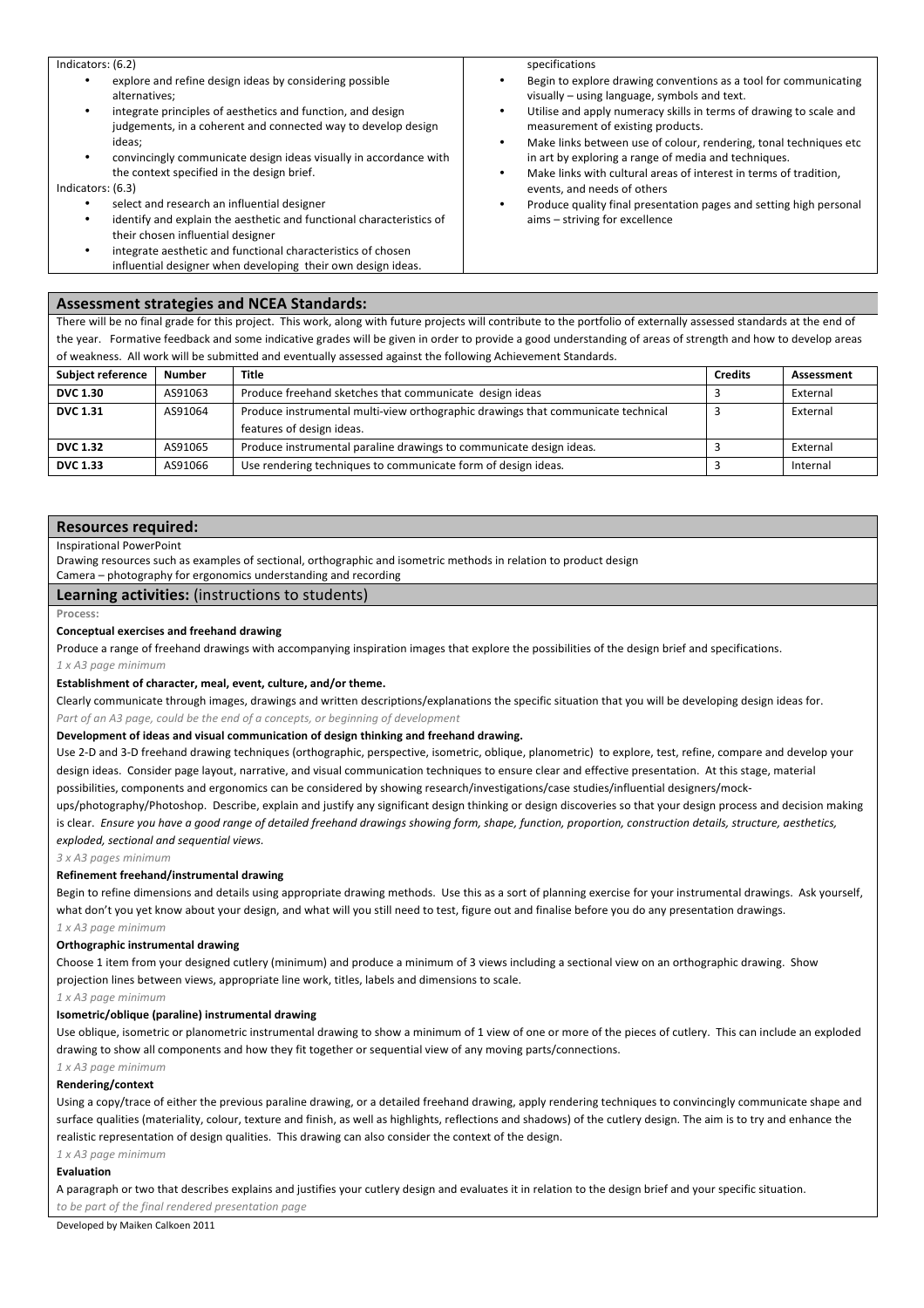Indicators: (6.2)

- explore and refine design ideas by considering possible alternatives;
- integrate principles of aesthetics and function, and design judgements, in a coherent and connected way to develop design ideas;
- convincingly communicate design ideas visually in accordance with the context specified in the design brief.

Indicators: (6.3)

- select and research an influential designer
- identify and explain the aesthetic and functional characteristics of their chosen influential designer
- integrate aesthetic and functional characteristics of chosen influential designer when developing their own design ideas.

specifications

- Begin to explore drawing conventions as a tool for communicating visually – using language, symbols and text.
- Utilise and apply numeracy skills in terms of drawing to scale and measurement of existing products.
- Make links between use of colour, rendering, tonal techniques etc in art by exploring a range of media and techniques.
- Make links with cultural areas of interest in terms of tradition, events, and needs of others
- Produce quality final presentation pages and setting high personal aims – striving for excellence

## Assessment strategies and NCEA Standards:

There will be no final grade for this project. This work, along with future projects will contribute to the portfolio of externally assessed standards at the end of the year. Formative feedback and some indicative grades will be given in order to provide a good understanding of areas of strength and how to develop areas of weakness. All work will be submitted and eventually assessed against the following Achievement Standards.

| Subject reference | Number | Title | Credits | Assessment |
|---|---|---|---|---|
| **DVC 1.30** | AS91063 | Produce freehand sketches that communicate design ideas | 3 | External |
| **DVC 1.31** | AS91064 | Produce instrumental multi-view orthographic drawings that communicate technical features of design ideas. | 3 | External |
| **DVC 1.32** | AS91065 | Produce instrumental paraline drawings to communicate design ideas. | 3 | External |
| **DVC 1.33** | AS91066 | Use rendering techniques to communicate form of design ideas. | 3 | Internal |

## Resources required:

Inspirational PowerPoint
Drawing resources such as examples of sectional, orthographic and isometric methods in relation to product design
Camera – photography for ergonomics understanding and recording

## Learning activities: (instructions to students)

**Process:**

**Conceptual exercises and freehand drawing**

Produce a range of freehand drawings with accompanying inspiration images that explore the possibilities of the design brief and specifications.

*1 x A3 page minimum*

**Establishment of character, meal, event, culture, and/or theme.**

Clearly communicate through images, drawings and written descriptions/explanations the specific situation that you will be developing design ideas for.

*Part of an A3 page, could be the end of a concepts, or beginning of development*

**Development of ideas and visual communication of design thinking and freehand drawing.**

Use 2-D and 3-D freehand drawing techniques (orthographic, perspective, isometric, oblique, planometric) to explore, test, refine, compare and develop your design ideas. Consider page layout, narrative, and visual communication techniques to ensure clear and effective presentation. At this stage, material possibilities, components and ergonomics can be considered by showing research/investigations/case studies/influential designers/mock-ups/photography/Photoshop. Describe, explain and justify any significant design thinking or design discoveries so that your design process and decision making is clear. *Ensure you have a good range of detailed freehand drawings showing form, shape, function, proportion, construction details, structure, aesthetics, exploded, sectional and sequential views.*

*3 x A3 pages minimum*

**Refinement freehand/instrumental drawing**

Begin to refine dimensions and details using appropriate drawing methods. Use this as a sort of planning exercise for your instrumental drawings. Ask yourself, what don't you yet know about your design, and what will you still need to test, figure out and finalise before you do any presentation drawings.

*1 x A3 page minimum*

**Orthographic instrumental drawing**

Choose 1 item from your designed cutlery (minimum) and produce a minimum of 3 views including a sectional view on an orthographic drawing. Show projection lines between views, appropriate line work, titles, labels and dimensions to scale.

*1 x A3 page minimum*

**Isometric/oblique (paraline) instrumental drawing**

Use oblique, isometric or planometric instrumental drawing to show a minimum of 1 view of one or more of the pieces of cutlery. This can include an exploded drawing to show all components and how they fit together or sequential view of any moving parts/connections.

*1 x A3 page minimum*

**Rendering/context**

Using a copy/trace of either the previous paraline drawing, or a detailed freehand drawing, apply rendering techniques to convincingly communicate shape and surface qualities (materiality, colour, texture and finish, as well as highlights, reflections and shadows) of the cutlery design. The aim is to try and enhance the realistic representation of design qualities. This drawing can also consider the context of the design.

*1 x A3 page minimum*

**Evaluation**

A paragraph or two that describes explains and justifies your cutlery design and evaluates it in relation to the design brief and your specific situation.

*to be part of the final rendered presentation page*

Developed by Maiken Calkoen 2011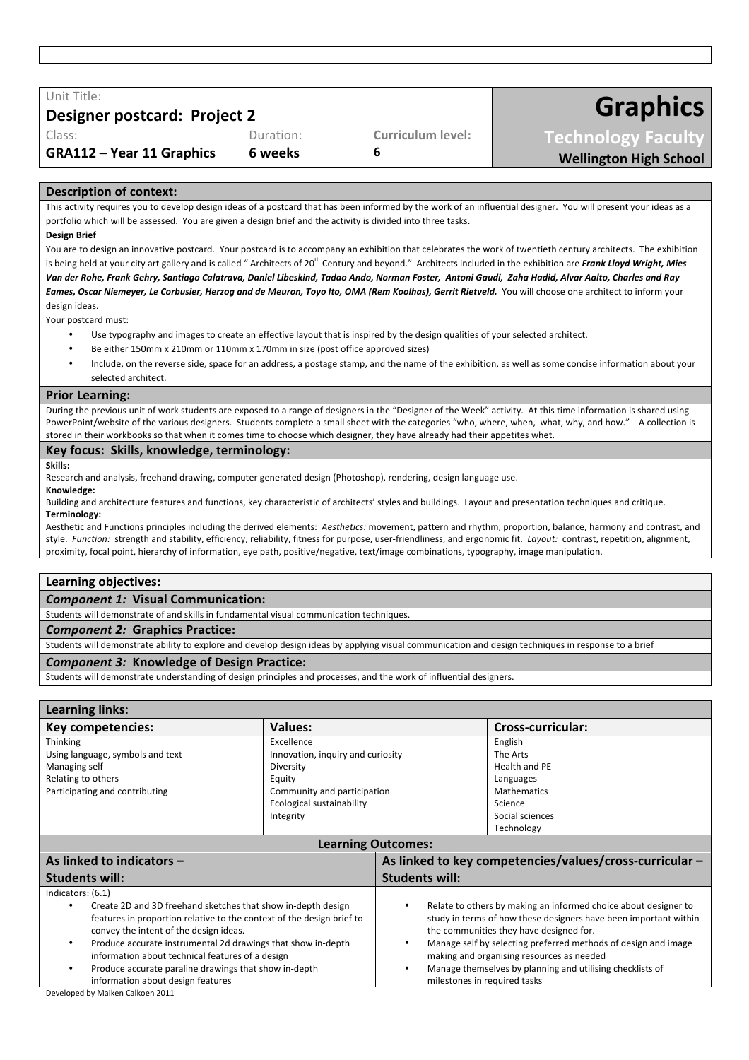| Unit Title: | | | |
|---|---|---|---|
| **Designer postcard: Project 2** | | | **Graphics** |
| Class: **GRA112 – Year 11 Graphics** | Duration: **6 weeks** | **Curriculum level:** **6** | **Technology Faculty** **Wellington High School** |

## Description of context:

This activity requires you to develop design ideas of a postcard that has been informed by the work of an influential designer. You will present your ideas as a portfolio which will be assessed. You are given a design brief and the activity is divided into three tasks.

**Design Brief**

You are to design an innovative postcard. Your postcard is to accompany an exhibition that celebrates the work of twentieth century architects. The exhibition is being held at your city art gallery and is called " Architects of 20th Century and beyond." Architects included in the exhibition are ***Frank Lloyd Wright, Mies Van der Rohe, Frank Gehry, Santiago Calatrava, Daniel Libeskind, Tadao Ando, Norman Foster, Antoni Gaudi, Zaha Hadid, Alvar Aalto, Charles and Ray Eames, Oscar Niemeyer, Le Corbusier, Herzog and de Meuron, Toyo Ito, OMA (Rem Koolhas), Gerrit Rietveld.*** You will choose one architect to inform your design ideas.

Your postcard must:

- Use typography and images to create an effective layout that is inspired by the design qualities of your selected architect.
- Be either 150mm x 210mm or 110mm x 170mm in size (post office approved sizes)
- Include, on the reverse side, space for an address, a postage stamp, and the name of the exhibition, as well as some concise information about your selected architect.

## Prior Learning:

During the previous unit of work students are exposed to a range of designers in the "Designer of the Week" activity. At this time information is shared using PowerPoint/website of the various designers. Students complete a small sheet with the categories "who, where, when, what, why, and how." A collection is stored in their workbooks so that when it comes time to choose which designer, they have already had their appetites whet.

## Key focus: Skills, knowledge, terminology:

**Skills:**

Research and analysis, freehand drawing, computer generated design (Photoshop), rendering, design language use.

**Knowledge:**

Building and architecture features and functions, key characteristic of architects' styles and buildings. Layout and presentation techniques and critique.

**Terminology:**

Aesthetic and Functions principles including the derived elements: *Aesthetics:* movement, pattern and rhythm, proportion, balance, harmony and contrast, and style. *Function:* strength and stability, efficiency, reliability, fitness for purpose, user-friendliness, and ergonomic fit. *Layout:* contrast, repetition, alignment, proximity, focal point, hierarchy of information, eye path, positive/negative, text/image combinations, typography, image manipulation.

## Learning objectives:

### *Component 1:* Visual Communication:

Students will demonstrate of and skills in fundamental visual communication techniques.

### *Component 2:* Graphics Practice:

Students will demonstrate ability to explore and develop design ideas by applying visual communication and design techniques in response to a brief

### *Component 3:* Knowledge of Design Practice:

Students will demonstrate understanding of design principles and processes, and the work of influential designers.

## Learning links:

| Key competencies: | Values: | Cross-curricular: |
|---|---|---|
| Thinking | Excellence | English |
| Using language, symbols and text | Innovation, inquiry and curiosity | The Arts |
| Managing self | Diversity | Health and PE |
| Relating to others | Equity | Languages |
| Participating and contributing | Community and participation | Mathematics |
| | Ecological sustainability | Science |
| | Integrity | Social sciences |
| | | Technology |

## Learning Outcomes:

| As linked to indicators – Students will: | As linked to key competencies/values/cross-curricular – Students will: |
|---|---|
| Indicators: (6.1)<br>• Create 2D and 3D freehand sketches that show in-depth design features in proportion relative to the context of the design brief to convey the intent of the design ideas.<br>• Produce accurate instrumental 2d drawings that show in-depth information about technical features of a design<br>• Produce accurate paraline drawings that show in-depth information about design features | • Relate to others by making an informed choice about designer to study in terms of how these designers have been important within the communities they have designed for.<br>• Manage self by selecting preferred methods of design and image making and organising resources as needed<br>• Manage themselves by planning and utilising checklists of milestones in required tasks |

Developed by Maiken Calkoen 2011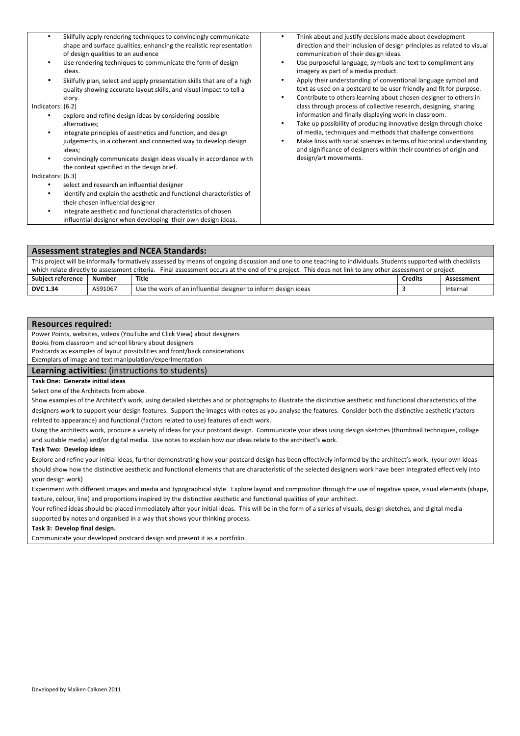- Skilfully apply rendering techniques to convincingly communicate shape and surface qualities, enhancing the realistic representation of design qualities to an audience
- Use rendering techniques to communicate the form of design ideas.
- Skilfully plan, select and apply presentation skills that are of a high quality showing accurate layout skills, and visual impact to tell a story.

Indicators: (6.2)

- explore and refine design ideas by considering possible alternatives;
- integrate principles of aesthetics and function, and design judgements, in a coherent and connected way to develop design ideas;
- convincingly communicate design ideas visually in accordance with the context specified in the design brief.

Indicators: (6.3)

- select and research an influential designer
- identify and explain the aesthetic and functional characteristics of their chosen influential designer
- integrate aesthetic and functional characteristics of chosen influential designer when developing their own design ideas.

- Think about and justify decisions made about development direction and their inclusion of design principles as related to visual communication of their design ideas.
- Use purposeful language, symbols and text to compliment any imagery as part of a media product.
- Apply their understanding of conventional language symbol and text as used on a postcard to be user friendly and fit for purpose.
- Contribute to others learning about chosen designer to others in class through process of collective research, designing, sharing information and finally displaying work in classroom.
- Take up possibility of producing innovative design through choice of media, techniques and methods that challenge conventions
- Make links with social sciences in terms of historical understanding and significance of designers within their countries of origin and design/art movements.

## Assessment strategies and NCEA Standards:

This project will be informally formatively assessed by means of ongoing discussion and one to one teaching to individuals. Students supported with checklists which relate directly to assessment criteria. Final assessment occurs at the end of the project. This does not link to any other assessment or project.

| Subject reference | Number | Title | Credits | Assessment |
|---|---|---|---|---|
| **DVC 1.34** | AS91067 | Use the work of an influential designer to inform design ideas | 3 | Internal |

## Resources required:

Power Points, websites, videos (YouTube and Click View) about designers
Books from classroom and school library about designers
Postcards as examples of layout possibilities and front/back considerations
Exemplars of image and text manipulation/experimentation

## Learning activities: (instructions to students)

**Task One: Generate initial ideas**

Select one of the Architects from above.

Show examples of the Architect's work, using detailed sketches and or photographs to illustrate the distinctive aesthetic and functional characteristics of the designers work to support your design features. Support the images with notes as you analyse the features. Consider both the distinctive aesthetic (factors related to appearance) and functional (factors related to use) features of each work.

Using the architects work, produce a variety of ideas for your postcard design. Communicate your ideas using design sketches (thumbnail techniques, collage and suitable media) and/or digital media. Use notes to explain how our ideas relate to the architect's work.

**Task Two: Develop ideas**

Explore and refine your initial ideas, further demonstrating how your postcard design has been effectively informed by the architect's work. (your own ideas should show how the distinctive aesthetic and functional elements that are characteristic of the selected designers work have been integrated effectively into your design work)

Experiment with different images and media and typographical style. Explore layout and composition through the use of negative space, visual elements (shape, texture, colour, line) and proportions inspired by the distinctive aesthetic and functional qualities of your architect.

Your refined ideas should be placed immediately after your initial ideas. This will be in the form of a series of visuals, design sketches, and digital media supported by notes and organised in a way that shows your thinking process.

**Task 3: Develop final design.**

Communicate your developed postcard design and present it as a portfolio.

Developed by Maiken Calkoen 2011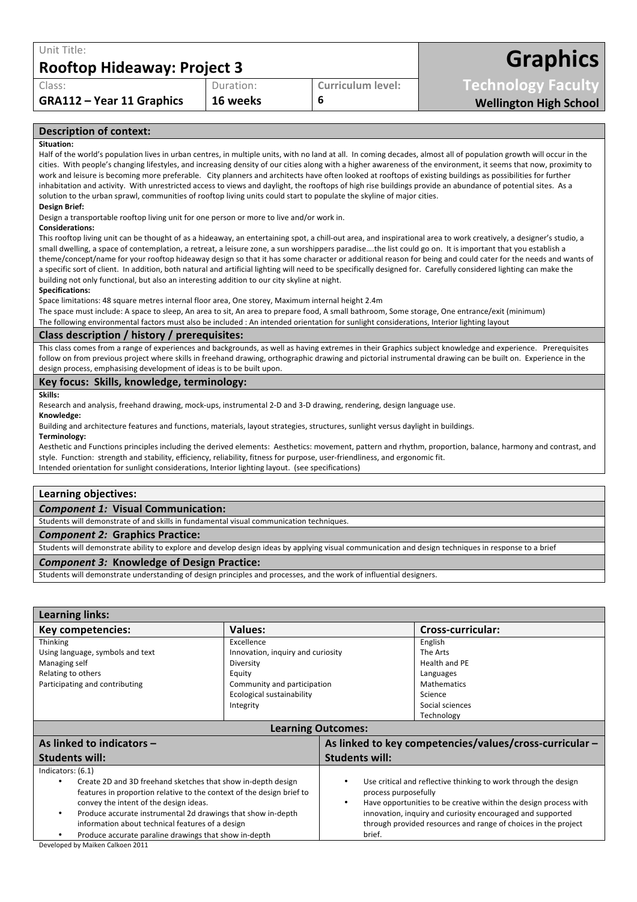| Unit Title: | | | **Graphics** |
|---|---|---|---|
| **Rooftop Hideaway: Project 3** | | | **Technology Faculty** |
| Class: **GRA112 – Year 11 Graphics** | Duration: **16 weeks** | **Curriculum level: 6** | **Wellington High School** |

## Description of context:

**Situation:**
Half of the world's population lives in urban centres, in multiple units, with no land at all. In coming decades, almost all of population growth will occur in the cities. With people's changing lifestyles, and increasing density of our cities along with a higher awareness of the environment, it seems that now, proximity to work and leisure is becoming more preferable. City planners and architects have often looked at rooftops of existing buildings as possibilities for further inhabitation and activity. With unrestricted access to views and daylight, the rooftops of high rise buildings provide an abundance of potential sites. As a solution to the urban sprawl, communities of rooftop living units could start to populate the skyline of major cities.

**Design Brief:**
Design a transportable rooftop living unit for one person or more to live and/or work in.

**Considerations:**
This rooftop living unit can be thought of as a hideaway, an entertaining spot, a chill-out area, and inspirational area to work creatively, a designer's studio, a small dwelling, a space of contemplation, a retreat, a leisure zone, a sun worshippers paradise….the list could go on. It is important that you establish a theme/concept/name for your rooftop hideaway design so that it has some character or additional reason for being and could cater for the needs and wants of a specific sort of client. In addition, both natural and artificial lighting will need to be specifically designed for. Carefully considered lighting can make the building not only functional, but also an interesting addition to our city skyline at night.

**Specifications:**
Space limitations: 48 square metres internal floor area, One storey, Maximum internal height 2.4m
The space must include: A space to sleep, An area to sit, An area to prepare food, A small bathroom, Some storage, One entrance/exit (minimum)
The following environmental factors must also be included : An intended orientation for sunlight considerations, Interior lighting layout

## Class description / history / prerequisites:

This class comes from a range of experiences and backgrounds, as well as having extremes in their Graphics subject knowledge and experience. Prerequisites follow on from previous project where skills in freehand drawing, orthographic drawing and pictorial instrumental drawing can be built on. Experience in the design process, emphasising development of ideas is to be built upon.

## Key focus: Skills, knowledge, terminology:

**Skills:**
Research and analysis, freehand drawing, mock-ups, instrumental 2-D and 3-D drawing, rendering, design language use.

**Knowledge:**
Building and architecture features and functions, materials, layout strategies, structures, sunlight versus daylight in buildings.

**Terminology:**
Aesthetic and Functions principles including the derived elements: Aesthetics: movement, pattern and rhythm, proportion, balance, harmony and contrast, and style. Function: strength and stability, efficiency, reliability, fitness for purpose, user-friendliness, and ergonomic fit.
Intended orientation for sunlight considerations, Interior lighting layout. (see specifications)

## Learning objectives:

### *Component 1:* Visual Communication:
Students will demonstrate of and skills in fundamental visual communication techniques.

### *Component 2:* Graphics Practice:
Students will demonstrate ability to explore and develop design ideas by applying visual communication and design techniques in response to a brief

### *Component 3:* Knowledge of Design Practice:
Students will demonstrate understanding of design principles and processes, and the work of influential designers.

## Learning links:

| Key competencies: | Values: | Cross-curricular: |
|---|---|---|
| Thinking | Excellence | English |
| Using language, symbols and text | Innovation, inquiry and curiosity | The Arts |
| Managing self | Diversity | Health and PE |
| Relating to others | Equity | Languages |
| Participating and contributing | Community and participation | Mathematics |
| | Ecological sustainability | Science |
| | Integrity | Social sciences |
| | | Technology |

## Learning Outcomes:

| As linked to indicators – Students will: | As linked to key competencies/values/cross-curricular – Students will: |
|---|---|
| Indicators: (6.1)<br>• Create 2D and 3D freehand sketches that show in-depth design features in proportion relative to the context of the design brief to convey the intent of the design ideas.<br>• Produce accurate instrumental 2d drawings that show in-depth information about technical features of a design<br>• Produce accurate paraline drawings that show in-depth | • Use critical and reflective thinking to work through the design process purposefully<br>• Have opportunities to be creative within the design process with innovation, inquiry and curiosity encouraged and supported through provided resources and range of choices in the project brief. |

Developed by Maiken Calkoen 2011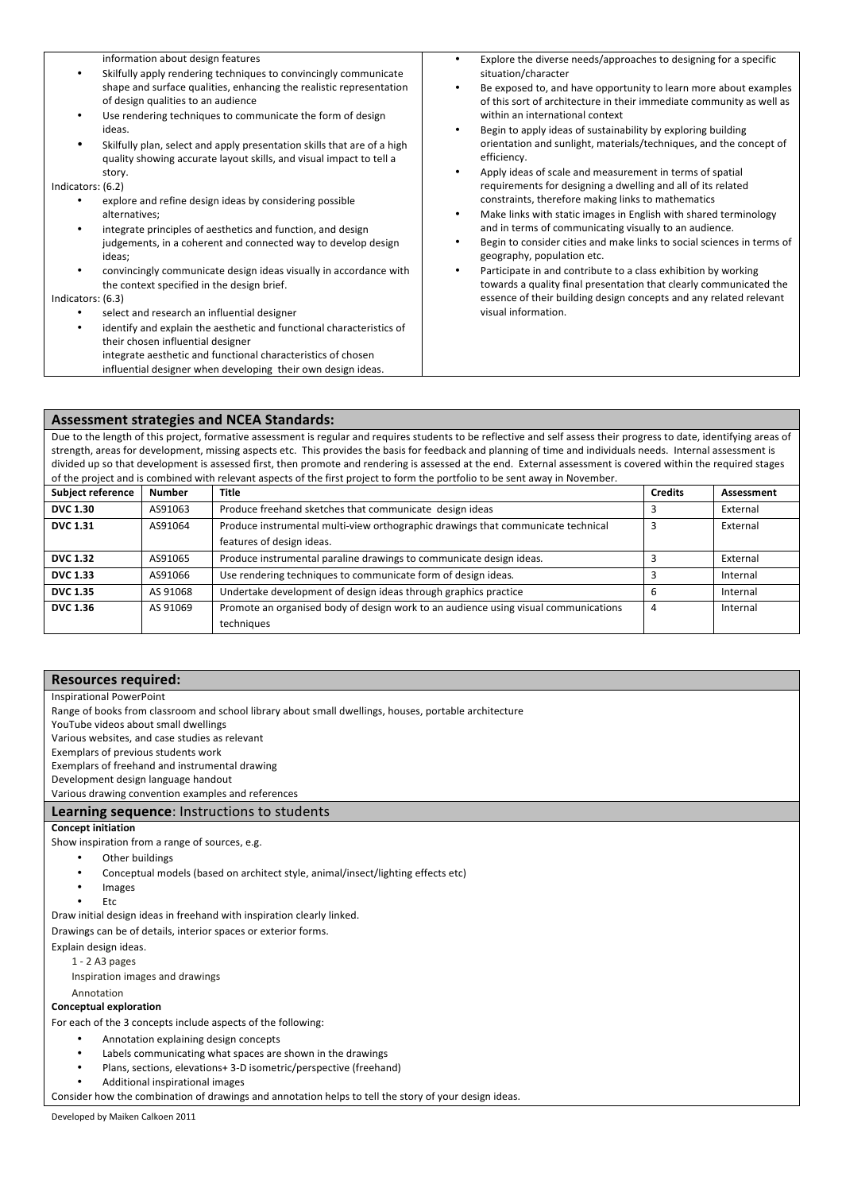information about design features

- Skilfully apply rendering techniques to convincingly communicate shape and surface qualities, enhancing the realistic representation of design qualities to an audience
- Use rendering techniques to communicate the form of design ideas.
- Skilfully plan, select and apply presentation skills that are of a high quality showing accurate layout skills, and visual impact to tell a story.

Indicators: (6.2)

- explore and refine design ideas by considering possible alternatives;
- integrate principles of aesthetics and function, and design judgements, in a coherent and connected way to develop design ideas;
- convincingly communicate design ideas visually in accordance with the context specified in the design brief.

Indicators: (6.3)

- select and research an influential designer
- identify and explain the aesthetic and functional characteristics of their chosen influential designer
  integrate aesthetic and functional characteristics of chosen influential designer when developing their own design ideas.

- Explore the diverse needs/approaches to designing for a specific situation/character
- Be exposed to, and have opportunity to learn more about examples of this sort of architecture in their immediate community as well as within an international context
- Begin to apply ideas of sustainability by exploring building orientation and sunlight, materials/techniques, and the concept of efficiency.
- Apply ideas of scale and measurement in terms of spatial requirements for designing a dwelling and all of its related constraints, therefore making links to mathematics
- Make links with static images in English with shared terminology and in terms of communicating visually to an audience.
- Begin to consider cities and make links to social sciences in terms of geography, population etc.
- Participate in and contribute to a class exhibition by working towards a quality final presentation that clearly communicated the essence of their building design concepts and any related relevant visual information.

## Assessment strategies and NCEA Standards:

Due to the length of this project, formative assessment is regular and requires students to be reflective and self assess their progress to date, identifying areas of strength, areas for development, missing aspects etc. This provides the basis for feedback and planning of time and individuals needs. Internal assessment is divided up so that development is assessed first, then promote and rendering is assessed at the end. External assessment is covered within the required stages of the project and is combined with relevant aspects of the first project to form the portfolio to be sent away in November.

| Subject reference | Number | Title | Credits | Assessment |
|---|---|---|---|---|
| **DVC 1.30** | AS91063 | Produce freehand sketches that communicate design ideas | 3 | External |
| **DVC 1.31** | AS91064 | Produce instrumental multi-view orthographic drawings that communicate technical features of design ideas. | 3 | External |
| **DVC 1.32** | AS91065 | Produce instrumental paraline drawings to communicate design ideas. | 3 | External |
| **DVC 1.33** | AS91066 | Use rendering techniques to communicate form of design ideas. | 3 | Internal |
| **DVC 1.35** | AS 91068 | Undertake development of design ideas through graphics practice | 6 | Internal |
| **DVC 1.36** | AS 91069 | Promote an organised body of design work to an audience using visual communications techniques | 4 | Internal |

## Resources required:

Inspirational PowerPoint
Range of books from classroom and school library about small dwellings, houses, portable architecture
YouTube videos about small dwellings
Various websites, and case studies as relevant
Exemplars of previous students work
Exemplars of freehand and instrumental drawing
Development design language handout
Various drawing convention examples and references

## Learning sequence: Instructions to students

**Concept initiation**

Show inspiration from a range of sources, e.g.

- Other buildings
- Conceptual models (based on architect style, animal/insect/lighting effects etc)
- Images
- Etc

Draw initial design ideas in freehand with inspiration clearly linked.

Drawings can be of details, interior spaces or exterior forms.

Explain design ideas.

1 - 2 A3 pages
Inspiration images and drawings
Annotation

**Conceptual exploration**

For each of the 3 concepts include aspects of the following:

- Annotation explaining design concepts
- Labels communicating what spaces are shown in the drawings
- Plans, sections, elevations+ 3-D isometric/perspective (freehand)
- Additional inspirational images

Consider how the combination of drawings and annotation helps to tell the story of your design ideas.

Developed by Maiken Calkoen 2011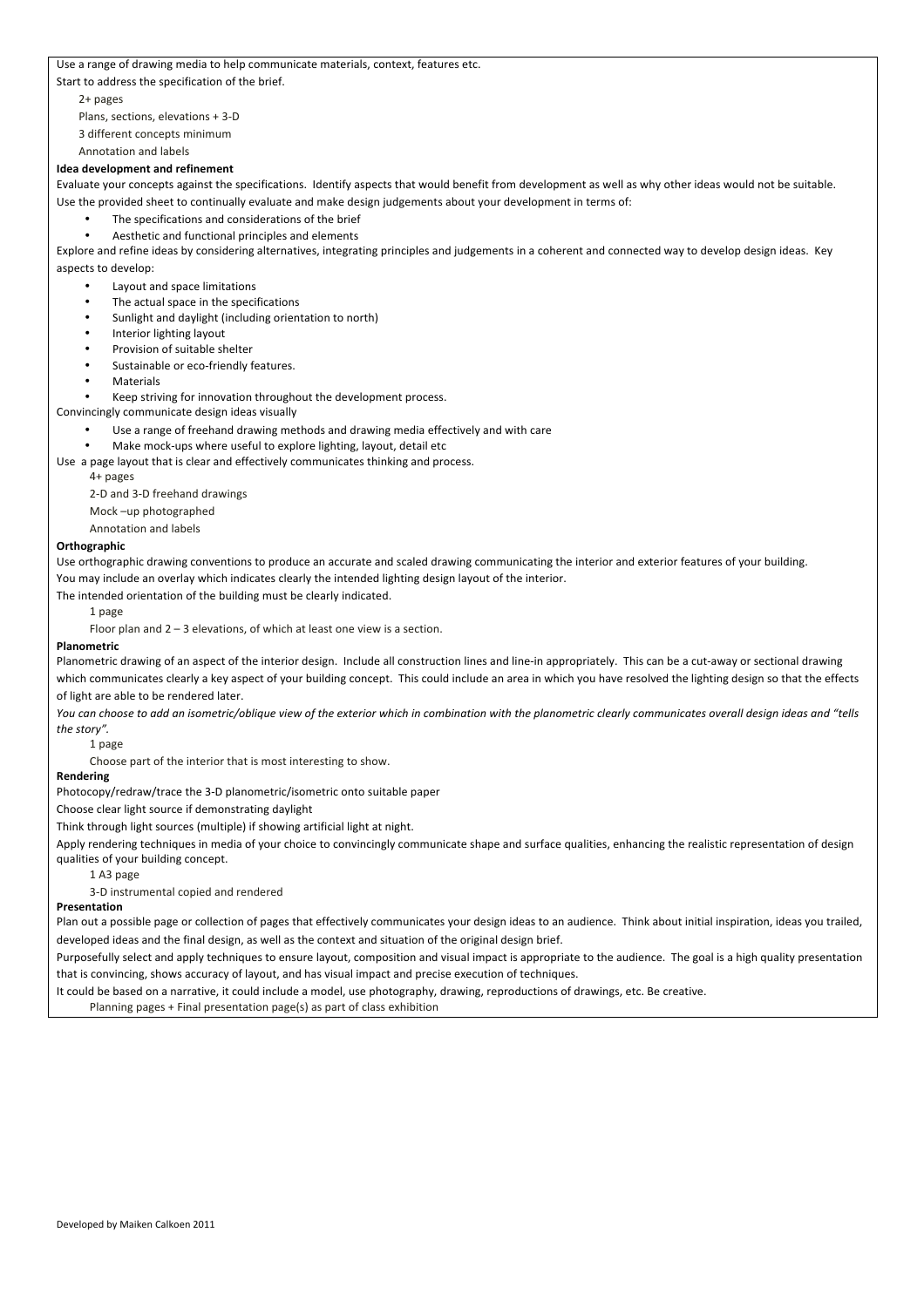Use a range of drawing media to help communicate materials, context, features etc.

Start to address the specification of the brief.

2+ pages

Plans, sections, elevations + 3-D

3 different concepts minimum

Annotation and labels

**Idea development and refinement**

Evaluate your concepts against the specifications. Identify aspects that would benefit from development as well as why other ideas would not be suitable.

Use the provided sheet to continually evaluate and make design judgements about your development in terms of:

- The specifications and considerations of the brief
- Aesthetic and functional principles and elements

Explore and refine ideas by considering alternatives, integrating principles and judgements in a coherent and connected way to develop design ideas. Key aspects to develop:

- Layout and space limitations
- The actual space in the specifications
- Sunlight and daylight (including orientation to north)
- Interior lighting layout
- Provision of suitable shelter
- Sustainable or eco-friendly features.
- Materials
- Keep striving for innovation throughout the development process.

Convincingly communicate design ideas visually

- Use a range of freehand drawing methods and drawing media effectively and with care
- Make mock-ups where useful to explore lighting, layout, detail etc

Use a page layout that is clear and effectively communicates thinking and process.

4+ pages

2-D and 3-D freehand drawings

Mock –up photographed

Annotation and labels

**Orthographic**

Use orthographic drawing conventions to produce an accurate and scaled drawing communicating the interior and exterior features of your building.

You may include an overlay which indicates clearly the intended lighting design layout of the interior.

The intended orientation of the building must be clearly indicated.

1 page

Floor plan and 2 – 3 elevations, of which at least one view is a section.

**Planometric**

Planometric drawing of an aspect of the interior design. Include all construction lines and line-in appropriately. This can be a cut-away or sectional drawing which communicates clearly a key aspect of your building concept. This could include an area in which you have resolved the lighting design so that the effects of light are able to be rendered later.

*You can choose to add an isometric/oblique view of the exterior which in combination with the planometric clearly communicates overall design ideas and "tells the story".*

1 page

Choose part of the interior that is most interesting to show.

**Rendering**

Photocopy/redraw/trace the 3-D planometric/isometric onto suitable paper

Choose clear light source if demonstrating daylight

Think through light sources (multiple) if showing artificial light at night.

Apply rendering techniques in media of your choice to convincingly communicate shape and surface qualities, enhancing the realistic representation of design qualities of your building concept.

1 A3 page

3-D instrumental copied and rendered

**Presentation**

Plan out a possible page or collection of pages that effectively communicates your design ideas to an audience. Think about initial inspiration, ideas you trailed, developed ideas and the final design, as well as the context and situation of the original design brief.

Purposefully select and apply techniques to ensure layout, composition and visual impact is appropriate to the audience. The goal is a high quality presentation that is convincing, shows accuracy of layout, and has visual impact and precise execution of techniques.

It could be based on a narrative, it could include a model, use photography, drawing, reproductions of drawings, etc. Be creative.

Planning pages + Final presentation page(s) as part of class exhibition

Developed by Maiken Calkoen 2011